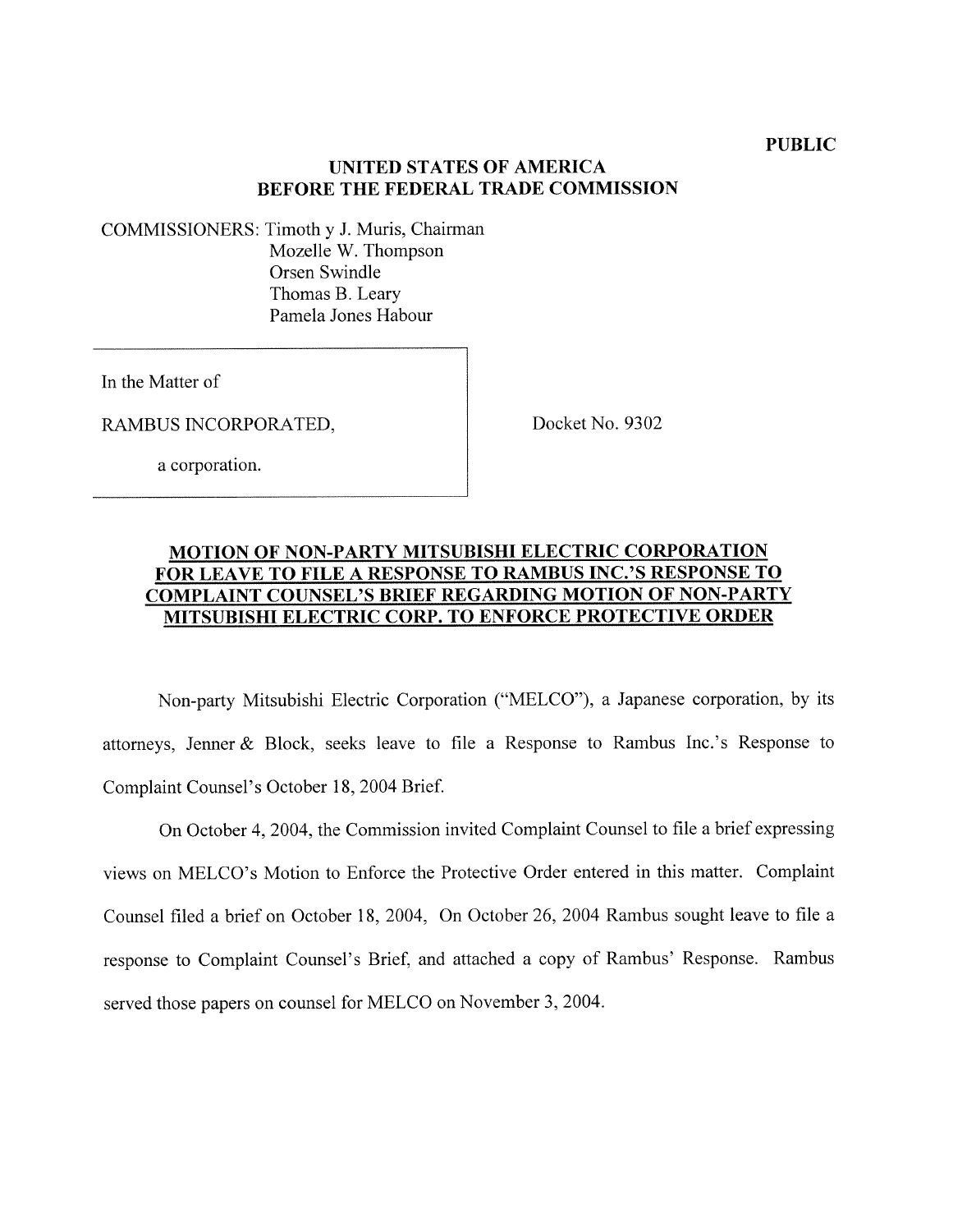**PUBLIC**

**UNITED STATES OF AMERICA**
**BEFORE THE FEDERAL TRADE COMMISSION**

COMMISSIONERS: Timoth y J. Muris, Chairman
Mozelle W. Thompson
Orsen Swindle
Thomas B. Leary
Pamela Jones Habour

| | |
|---|---|
| In the Matter of<br><br>RAMBUS INCORPORATED,<br><br>a corporation. | Docket No. 9302 |

**MOTION OF NON-PARTY MITSUBISHI ELECTRIC CORPORATION FOR LEAVE TO FILE A RESPONSE TO RAMBUS INC.'S RESPONSE TO COMPLAINT COUNSEL'S BRIEF REGARDING MOTION OF NON-PARTY MITSUBISHI ELECTRIC CORP. TO ENFORCE PROTECTIVE ORDER**

Non-party Mitsubishi Electric Corporation ("MELCO"), a Japanese corporation, by its attorneys, Jenner & Block, seeks leave to file a Response to Rambus Inc.'s Response to Complaint Counsel's October 18, 2004 Brief.

On October 4, 2004, the Commission invited Complaint Counsel to file a brief expressing views on MELCO's Motion to Enforce the Protective Order entered in this matter. Complaint Counsel filed a brief on October 18, 2004, On October 26, 2004 Rambus sought leave to file a response to Complaint Counsel's Brief, and attached a copy of Rambus' Response. Rambus served those papers on counsel for MELCO on November 3, 2004.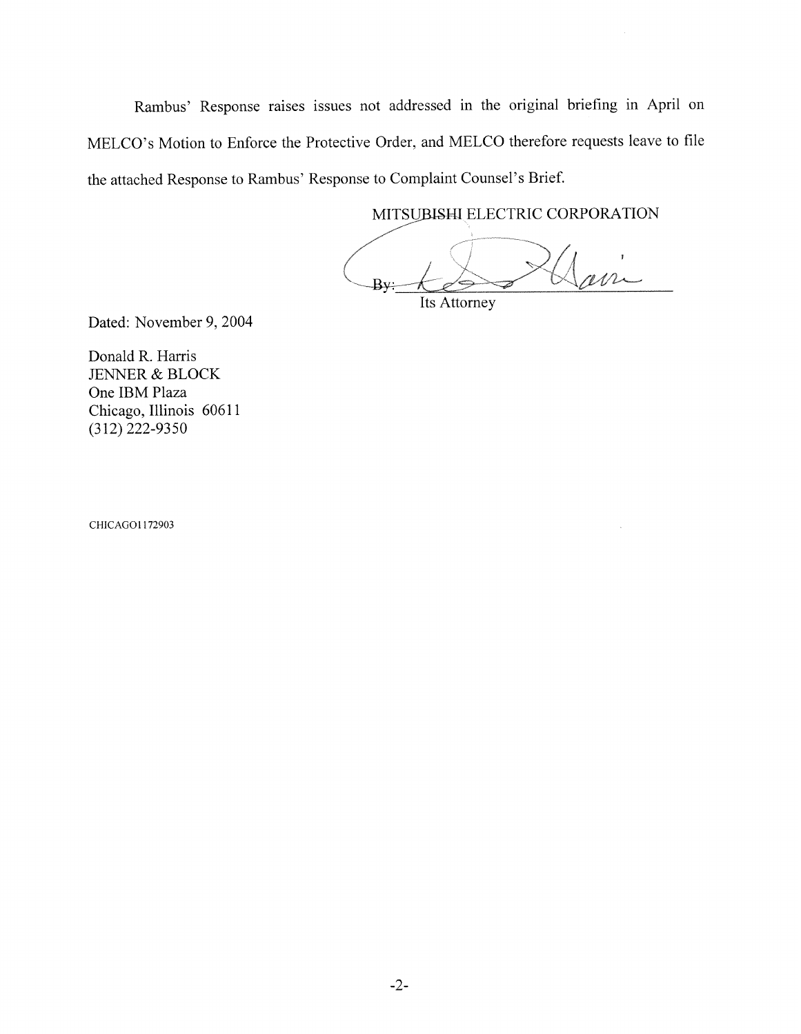Rambus' Response raises issues not addressed in the original briefing in April on MELCO's Motion to Enforce the Protective Order, and MELCO therefore requests leave to file the attached Response to Rambus' Response to Complaint Counsel's Brief.

MITSUBISHI ELECTRIC CORPORATION

By: ______________________
Its Attorney

Dated: November 9, 2004

Donald R. Harris
JENNER & BLOCK
One IBM Plaza
Chicago, Illinois 60611
(312) 222-9350

CHICAGO1172903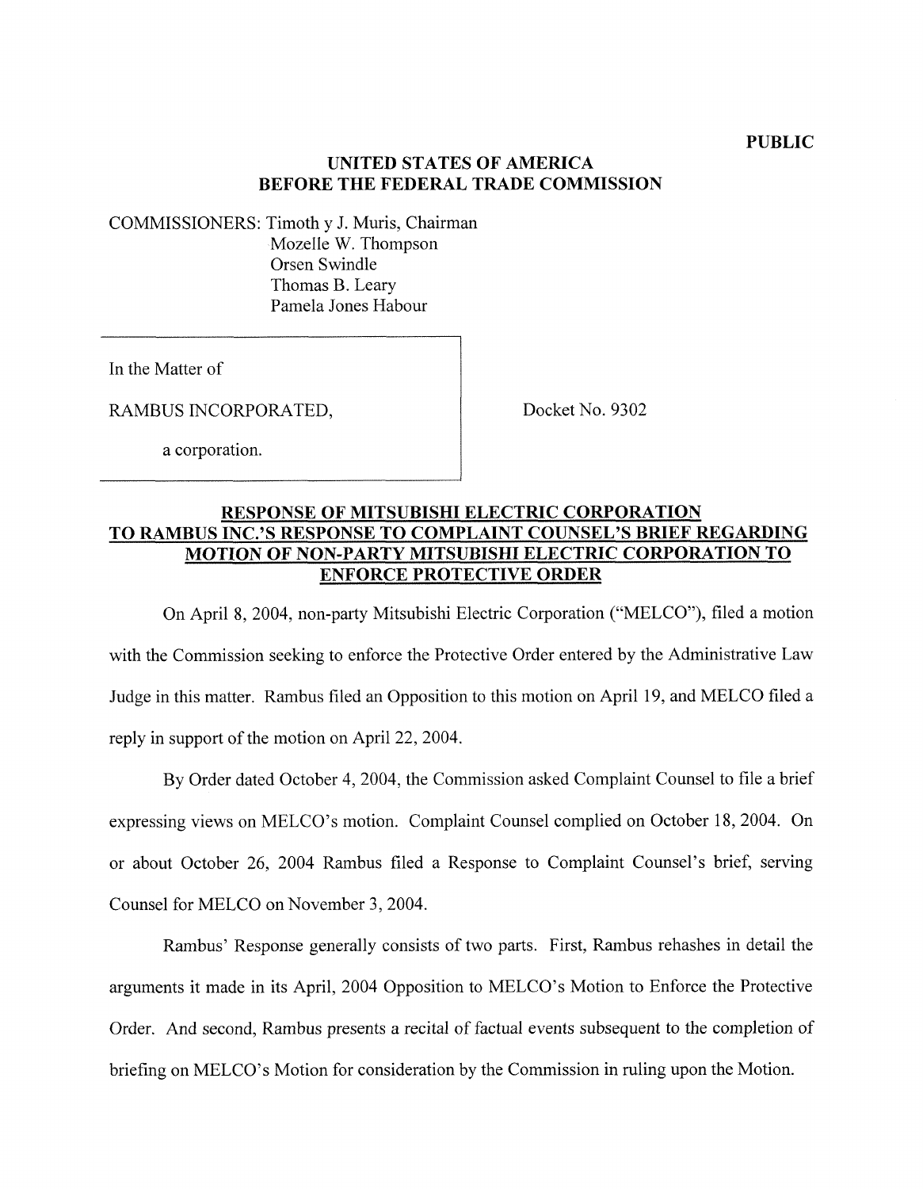**PUBLIC**

**UNITED STATES OF AMERICA**
**BEFORE THE FEDERAL TRADE COMMISSION**

COMMISSIONERS: Timoth y J. Muris, Chairman
Mozelle W. Thompson
Orsen Swindle
Thomas B. Leary
Pamela Jones Habour

In the Matter of

RAMBUS INCORPORATED,

a corporation.

Docket No. 9302

**RESPONSE OF MITSUBISHI ELECTRIC CORPORATION TO RAMBUS INC.'S RESPONSE TO COMPLAINT COUNSEL'S BRIEF REGARDING MOTION OF NON-PARTY MITSUBISHI ELECTRIC CORPORATION TO ENFORCE PROTECTIVE ORDER**

On April 8, 2004, non-party Mitsubishi Electric Corporation ("MELCO"), filed a motion with the Commission seeking to enforce the Protective Order entered by the Administrative Law Judge in this matter. Rambus filed an Opposition to this motion on April 19, and MELCO filed a reply in support of the motion on April 22, 2004.

By Order dated October 4, 2004, the Commission asked Complaint Counsel to file a brief expressing views on MELCO's motion. Complaint Counsel complied on October 18, 2004. On or about October 26, 2004 Rambus filed a Response to Complaint Counsel's brief, serving Counsel for MELCO on November 3, 2004.

Rambus' Response generally consists of two parts. First, Rambus rehashes in detail the arguments it made in its April, 2004 Opposition to MELCO's Motion to Enforce the Protective Order. And second, Rambus presents a recital of factual events subsequent to the completion of briefing on MELCO's Motion for consideration by the Commission in ruling upon the Motion.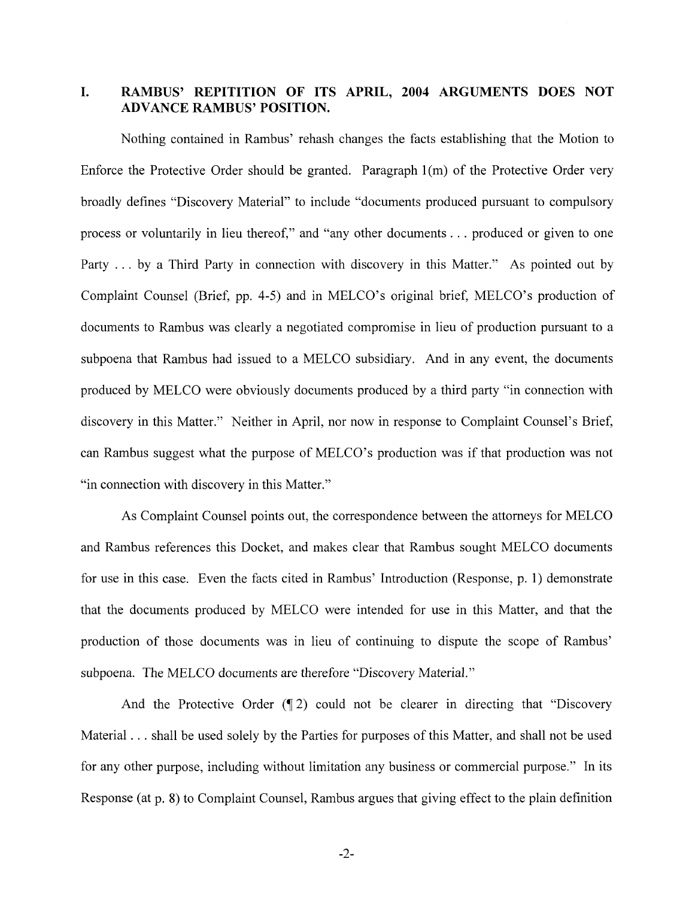## I. RAMBUS' REPITITION OF ITS APRIL, 2004 ARGUMENTS DOES NOT ADVANCE RAMBUS' POSITION.

Nothing contained in Rambus' rehash changes the facts establishing that the Motion to Enforce the Protective Order should be granted. Paragraph 1(m) of the Protective Order very broadly defines "Discovery Material" to include "documents produced pursuant to compulsory process or voluntarily in lieu thereof," and "any other documents . . . produced or given to one Party . . . by a Third Party in connection with discovery in this Matter." As pointed out by Complaint Counsel (Brief, pp. 4-5) and in MELCO's original brief, MELCO's production of documents to Rambus was clearly a negotiated compromise in lieu of production pursuant to a subpoena that Rambus had issued to a MELCO subsidiary. And in any event, the documents produced by MELCO were obviously documents produced by a third party "in connection with discovery in this Matter." Neither in April, nor now in response to Complaint Counsel's Brief, can Rambus suggest what the purpose of MELCO's production was if that production was not "in connection with discovery in this Matter."

As Complaint Counsel points out, the correspondence between the attorneys for MELCO and Rambus references this Docket, and makes clear that Rambus sought MELCO documents for use in this case. Even the facts cited in Rambus' Introduction (Response, p. 1) demonstrate that the documents produced by MELCO were intended for use in this Matter, and that the production of those documents was in lieu of continuing to dispute the scope of Rambus' subpoena. The MELCO documents are therefore "Discovery Material."

And the Protective Order (¶ 2) could not be clearer in directing that "Discovery Material . . . shall be used solely by the Parties for purposes of this Matter, and shall not be used for any other purpose, including without limitation any business or commercial purpose." In its Response (at p. 8) to Complaint Counsel, Rambus argues that giving effect to the plain definition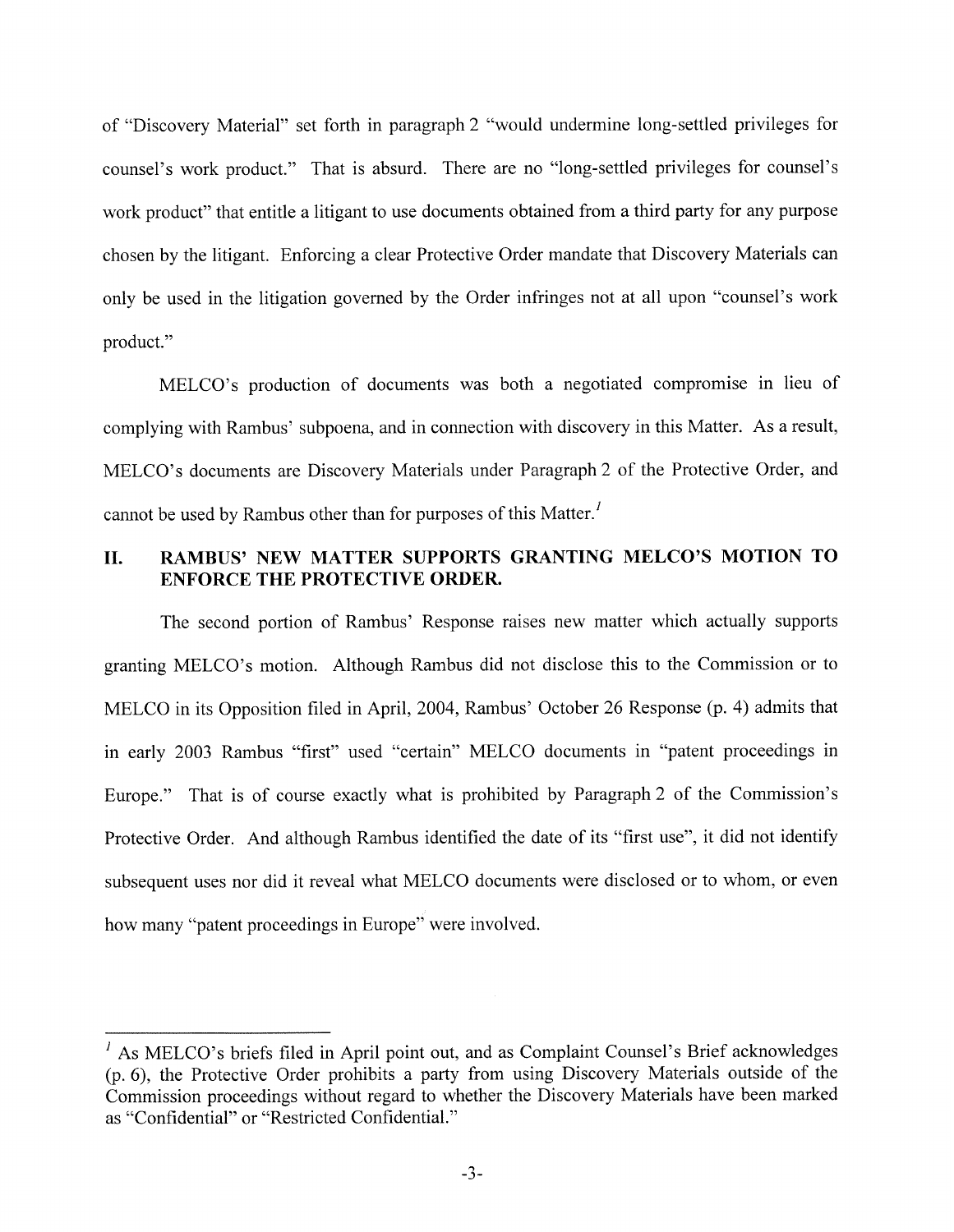of "Discovery Material" set forth in paragraph 2 "would undermine long-settled privileges for counsel's work product." That is absurd. There are no "long-settled privileges for counsel's work product" that entitle a litigant to use documents obtained from a third party for any purpose chosen by the litigant. Enforcing a clear Protective Order mandate that Discovery Materials can only be used in the litigation governed by the Order infringes not at all upon "counsel's work product."

MELCO's production of documents was both a negotiated compromise in lieu of complying with Rambus' subpoena, and in connection with discovery in this Matter. As a result, MELCO's documents are Discovery Materials under Paragraph 2 of the Protective Order, and cannot be used by Rambus other than for purposes of this Matter.[1]

## II. RAMBUS' NEW MATTER SUPPORTS GRANTING MELCO'S MOTION TO ENFORCE THE PROTECTIVE ORDER.

The second portion of Rambus' Response raises new matter which actually supports granting MELCO's motion. Although Rambus did not disclose this to the Commission or to MELCO in its Opposition filed in April, 2004, Rambus' October 26 Response (p. 4) admits that in early 2003 Rambus "first" used "certain" MELCO documents in "patent proceedings in Europe." That is of course exactly what is prohibited by Paragraph 2 of the Commission's Protective Order. And although Rambus identified the date of its "first use", it did not identify subsequent uses nor did it reveal what MELCO documents were disclosed or to whom, or even how many "patent proceedings in Europe" were involved.

---

[1] As MELCO's briefs filed in April point out, and as Complaint Counsel's Brief acknowledges (p. 6), the Protective Order prohibits a party from using Discovery Materials outside of the Commission proceedings without regard to whether the Discovery Materials have been marked as "Confidential" or "Restricted Confidential."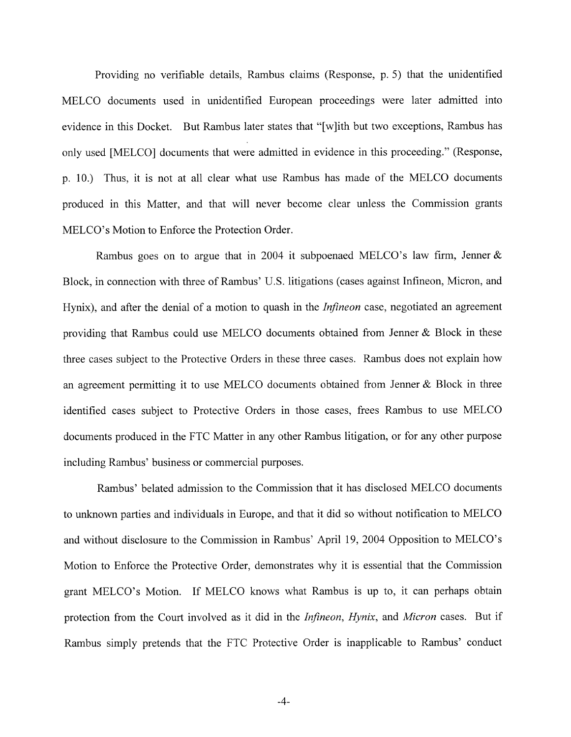Providing no verifiable details, Rambus claims (Response, p. 5) that the unidentified MELCO documents used in unidentified European proceedings were later admitted into evidence in this Docket. But Rambus later states that "[w]ith but two exceptions, Rambus has only used [MELCO] documents that were admitted in evidence in this proceeding." (Response, p. 10.) Thus, it is not at all clear what use Rambus has made of the MELCO documents produced in this Matter, and that will never become clear unless the Commission grants MELCO's Motion to Enforce the Protection Order.

Rambus goes on to argue that in 2004 it subpoenaed MELCO's law firm, Jenner & Block, in connection with three of Rambus' U.S. litigations (cases against Infineon, Micron, and Hynix), and after the denial of a motion to quash in the *Infineon* case, negotiated an agreement providing that Rambus could use MELCO documents obtained from Jenner & Block in these three cases subject to the Protective Orders in these three cases. Rambus does not explain how an agreement permitting it to use MELCO documents obtained from Jenner & Block in three identified cases subject to Protective Orders in those cases, frees Rambus to use MELCO documents produced in the FTC Matter in any other Rambus litigation, or for any other purpose including Rambus' business or commercial purposes.

Rambus' belated admission to the Commission that it has disclosed MELCO documents to unknown parties and individuals in Europe, and that it did so without notification to MELCO and without disclosure to the Commission in Rambus' April 19, 2004 Opposition to MELCO's Motion to Enforce the Protective Order, demonstrates why it is essential that the Commission grant MELCO's Motion. If MELCO knows what Rambus is up to, it can perhaps obtain protection from the Court involved as it did in the *Infineon*, *Hynix*, and *Micron* cases. But if Rambus simply pretends that the FTC Protective Order is inapplicable to Rambus' conduct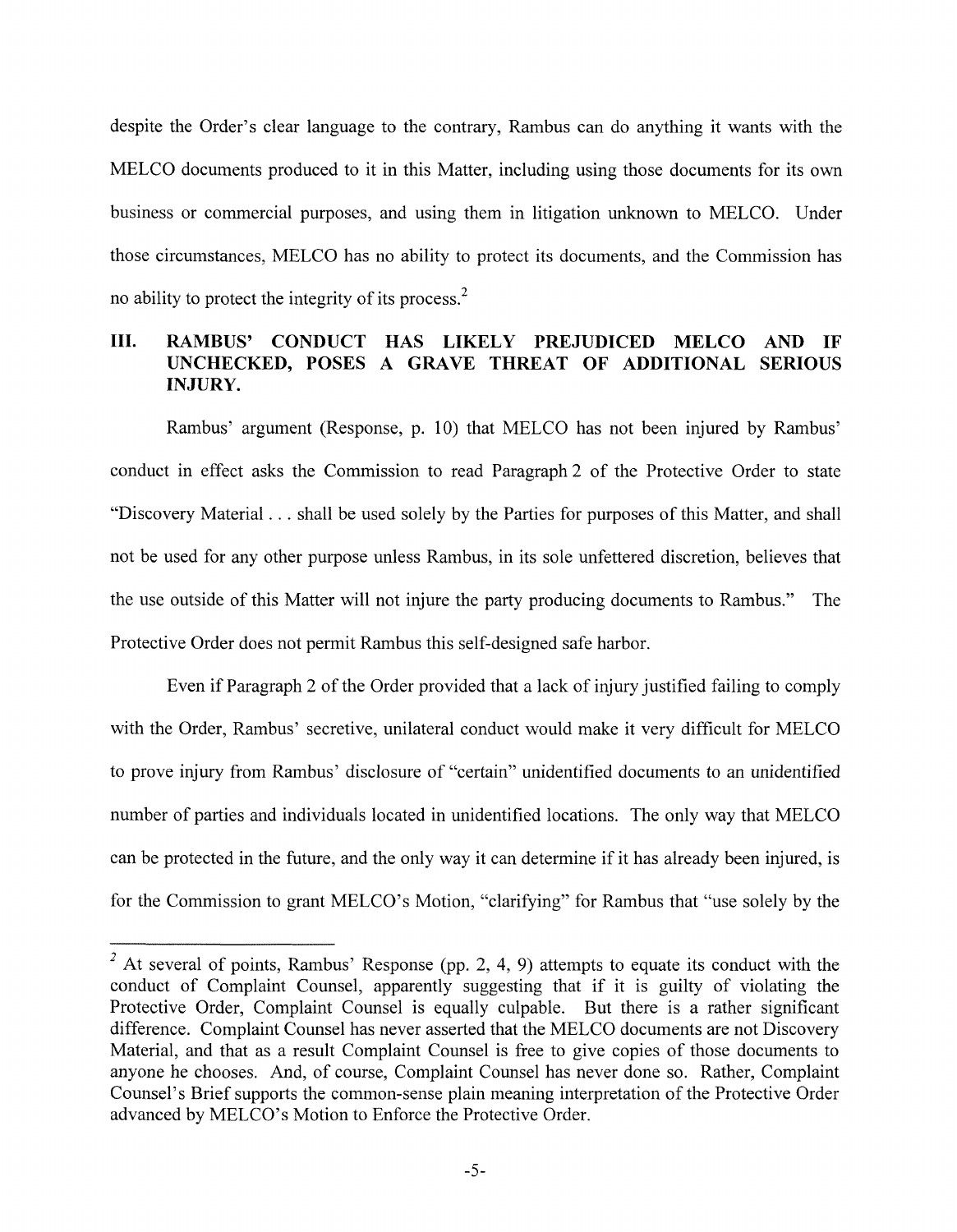despite the Order's clear language to the contrary, Rambus can do anything it wants with the MELCO documents produced to it in this Matter, including using those documents for its own business or commercial purposes, and using them in litigation unknown to MELCO. Under those circumstances, MELCO has no ability to protect its documents, and the Commission has no ability to protect the integrity of its process.[2]

## III. RAMBUS' CONDUCT HAS LIKELY PREJUDICED MELCO AND IF UNCHECKED, POSES A GRAVE THREAT OF ADDITIONAL SERIOUS INJURY.

Rambus' argument (Response, p. 10) that MELCO has not been injured by Rambus' conduct in effect asks the Commission to read Paragraph 2 of the Protective Order to state "Discovery Material . . . shall be used solely by the Parties for purposes of this Matter, and shall not be used for any other purpose unless Rambus, in its sole unfettered discretion, believes that the use outside of this Matter will not injure the party producing documents to Rambus." The Protective Order does not permit Rambus this self-designed safe harbor.

Even if Paragraph 2 of the Order provided that a lack of injury justified failing to comply with the Order, Rambus' secretive, unilateral conduct would make it very difficult for MELCO to prove injury from Rambus' disclosure of "certain" unidentified documents to an unidentified number of parties and individuals located in unidentified locations. The only way that MELCO can be protected in the future, and the only way it can determine if it has already been injured, is for the Commission to grant MELCO's Motion, "clarifying" for Rambus that "use solely by the

[2] At several of points, Rambus' Response (pp. 2, 4, 9) attempts to equate its conduct with the conduct of Complaint Counsel, apparently suggesting that if it is guilty of violating the Protective Order, Complaint Counsel is equally culpable. But there is a rather significant difference. Complaint Counsel has never asserted that the MELCO documents are not Discovery Material, and that as a result Complaint Counsel is free to give copies of those documents to anyone he chooses. And, of course, Complaint Counsel has never done so. Rather, Complaint Counsel's Brief supports the common-sense plain meaning interpretation of the Protective Order advanced by MELCO's Motion to Enforce the Protective Order.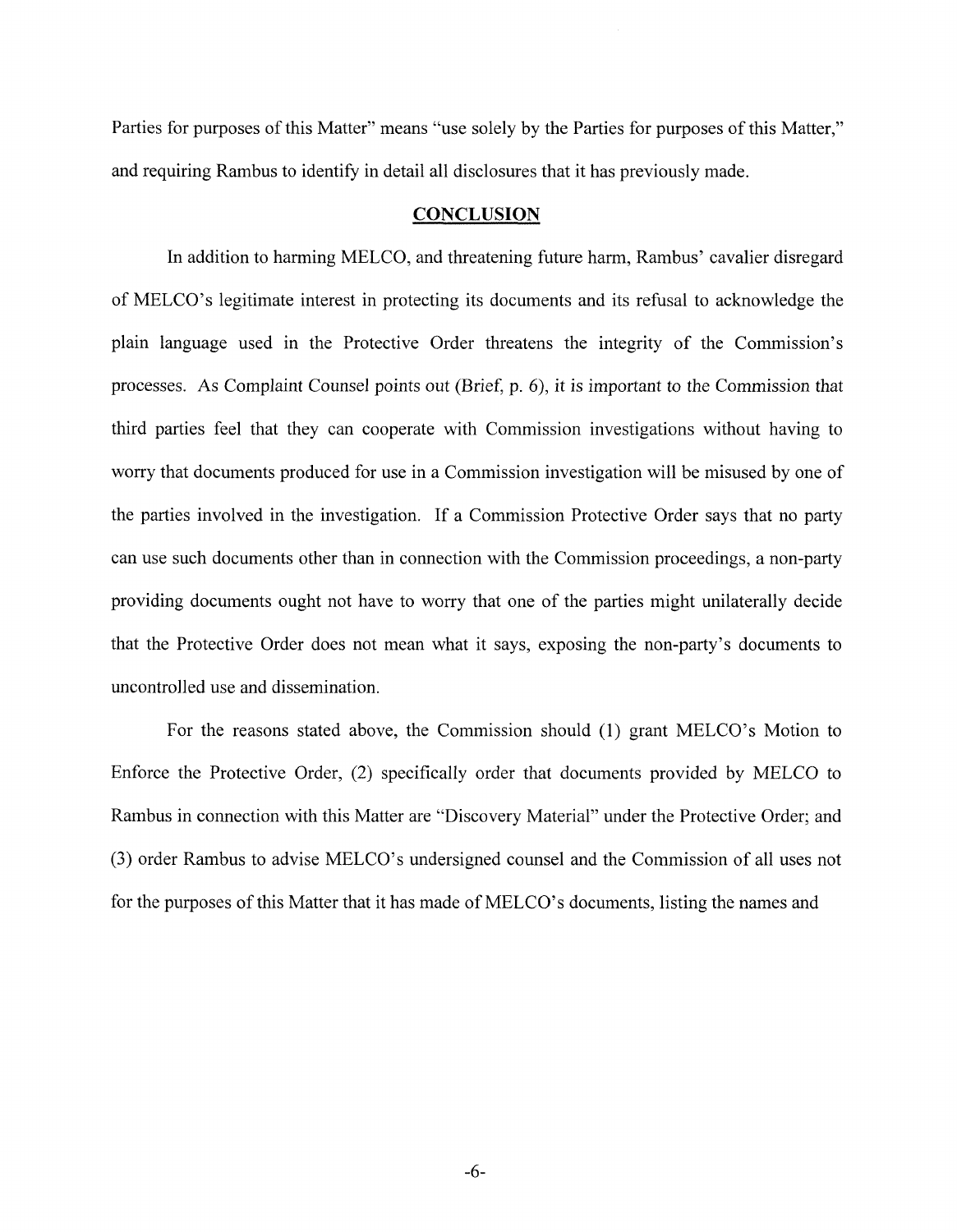Parties for purposes of this Matter" means "use solely by the Parties for purposes of this Matter," and requiring Rambus to identify in detail all disclosures that it has previously made.

## CONCLUSION

In addition to harming MELCO, and threatening future harm, Rambus' cavalier disregard of MELCO's legitimate interest in protecting its documents and its refusal to acknowledge the plain language used in the Protective Order threatens the integrity of the Commission's processes. As Complaint Counsel points out (Brief, p. 6), it is important to the Commission that third parties feel that they can cooperate with Commission investigations without having to worry that documents produced for use in a Commission investigation will be misused by one of the parties involved in the investigation. If a Commission Protective Order says that no party can use such documents other than in connection with the Commission proceedings, a non-party providing documents ought not have to worry that one of the parties might unilaterally decide that the Protective Order does not mean what it says, exposing the non-party's documents to uncontrolled use and dissemination.

For the reasons stated above, the Commission should (1) grant MELCO's Motion to Enforce the Protective Order, (2) specifically order that documents provided by MELCO to Rambus in connection with this Matter are "Discovery Material" under the Protective Order; and (3) order Rambus to advise MELCO's undersigned counsel and the Commission of all uses not for the purposes of this Matter that it has made of MELCO's documents, listing the names and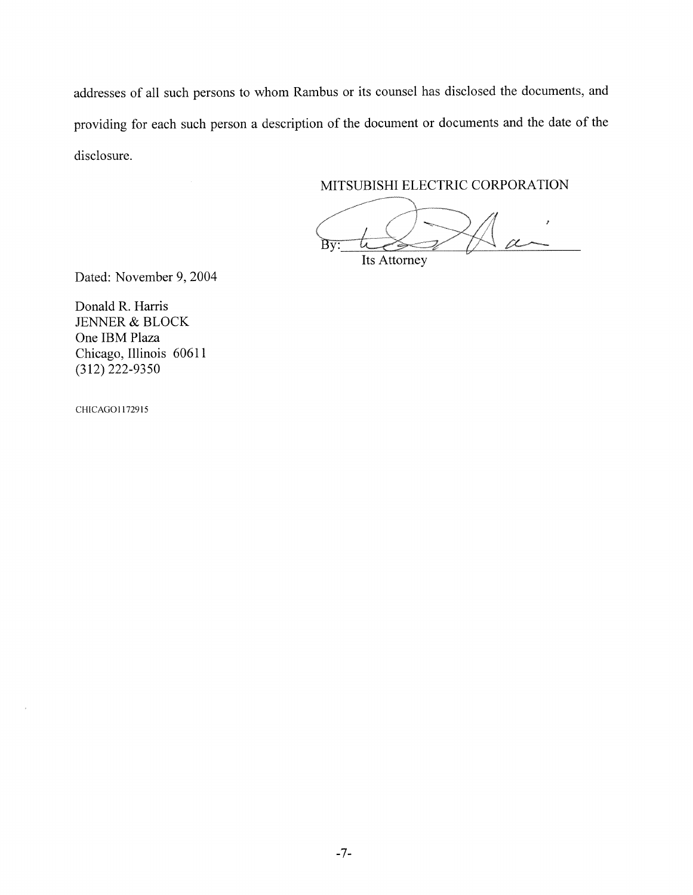addresses of all such persons to whom Rambus or its counsel has disclosed the documents, and providing for each such person a description of the document or documents and the date of the disclosure.

MITSUBISHI ELECTRIC CORPORATION

By: ______________________
Its Attorney

Dated: November 9, 2004

Donald R. Harris
JENNER & BLOCK
One IBM Plaza
Chicago, Illinois 60611
(312) 222-9350

CHICAGO1172915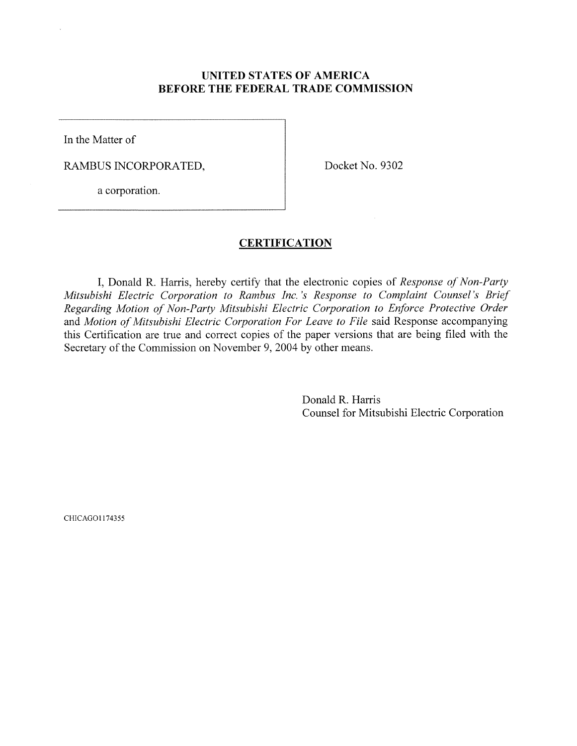**UNITED STATES OF AMERICA**
**BEFORE THE FEDERAL TRADE COMMISSION**

In the Matter of

RAMBUS INCORPORATED,

a corporation.

Docket No. 9302

## CERTIFICATION

I, Donald R. Harris, hereby certify that the electronic copies of *Response of Non-Party Mitsubishi Electric Corporation to Rambus Inc.'s Response to Complaint Counsel's Brief Regarding Motion of Non-Party Mitsubishi Electric Corporation to Enforce Protective Order* and *Motion of Mitsubishi Electric Corporation For Leave to File* said Response accompanying this Certification are true and correct copies of the paper versions that are being filed with the Secretary of the Commission on November 9, 2004 by other means.

Donald R. Harris
Counsel for Mitsubishi Electric Corporation

CHICAGO1174355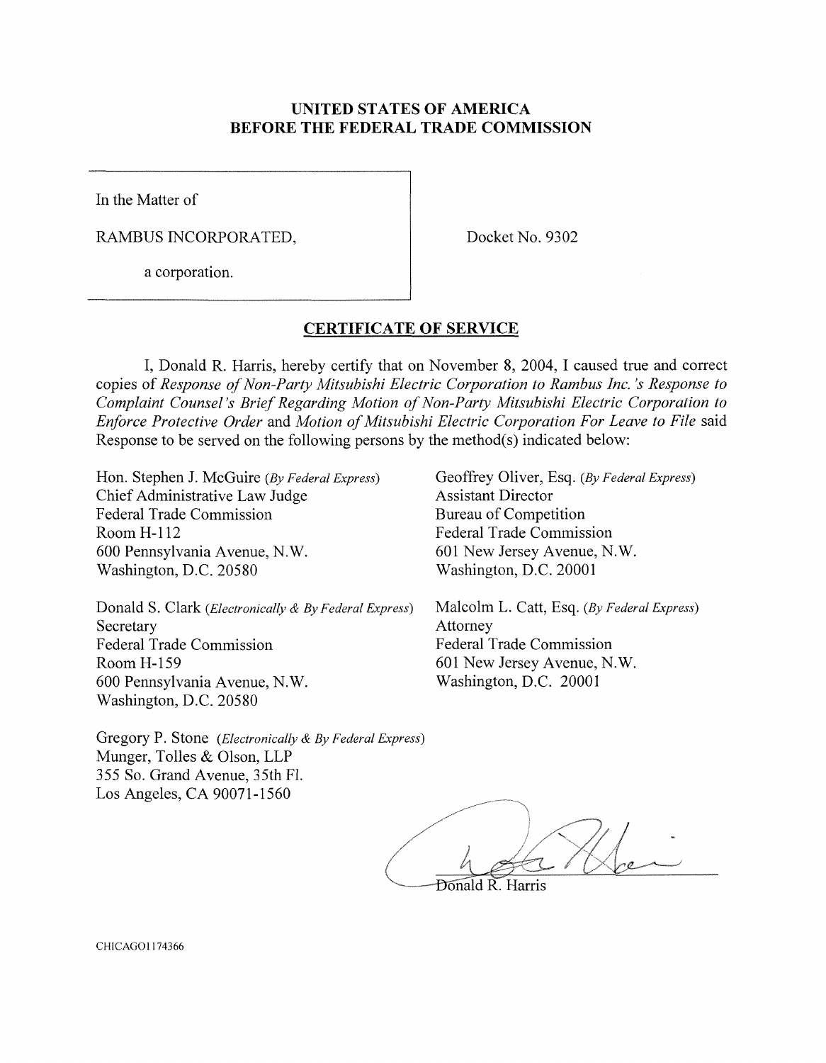**UNITED STATES OF AMERICA**
**BEFORE THE FEDERAL TRADE COMMISSION**

In the Matter of

RAMBUS INCORPORATED,

a corporation.

Docket No. 9302

## CERTIFICATE OF SERVICE

I, Donald R. Harris, hereby certify that on November 8, 2004, I caused true and correct copies of *Response of Non-Party Mitsubishi Electric Corporation to Rambus Inc.'s Response to Complaint Counsel's Brief Regarding Motion of Non-Party Mitsubishi Electric Corporation to Enforce Protective Order* and *Motion of Mitsubishi Electric Corporation For Leave to File* said Response to be served on the following persons by the method(s) indicated below:

Hon. Stephen J. McGuire *(By Federal Express)*
Chief Administrative Law Judge
Federal Trade Commission
Room H-112
600 Pennsylvania Avenue, N.W.
Washington, D.C. 20580

Geoffrey Oliver, Esq. *(By Federal Express)*
Assistant Director
Bureau of Competition
Federal Trade Commission
601 New Jersey Avenue, N.W.
Washington, D.C. 20001

Donald S. Clark *(Electronically & By Federal Express)*
Secretary
Federal Trade Commission
Room H-159
600 Pennsylvania Avenue, N.W.
Washington, D.C. 20580

Malcolm L. Catt, Esq. *(By Federal Express)*
Attorney
Federal Trade Commission
601 New Jersey Avenue, N.W.
Washington, D.C. 20001

Gregory P. Stone *(Electronically & By Federal Express)*
Munger, Tolles & Olson, LLP
355 So. Grand Avenue, 35th Fl.
Los Angeles, CA 90071-1560

Donald R. Harris

CHICAGO1174366